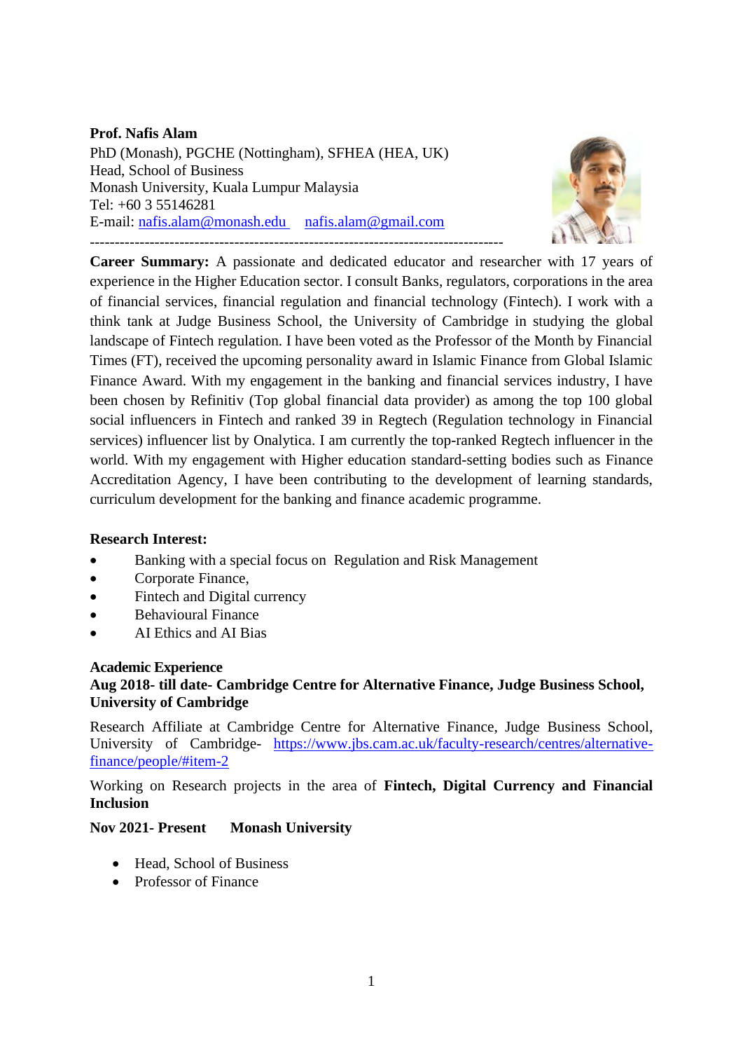**Prof. Nafis Alam**

PhD (Monash), PGCHE (Nottingham), SFHEA (HEA, UK)
Head, School of Business
Monash University, Kuala Lumpur Malaysia
Tel: +60 3 55146281
E-mail: nafis.alam@monash.edu nafis.alam@gmail.com

---

**Career Summary:** A passionate and dedicated educator and researcher with 17 years of experience in the Higher Education sector. I consult Banks, regulators, corporations in the area of financial services, financial regulation and financial technology (Fintech). I work with a think tank at Judge Business School, the University of Cambridge in studying the global landscape of Fintech regulation. I have been voted as the Professor of the Month by Financial Times (FT), received the upcoming personality award in Islamic Finance from Global Islamic Finance Award. With my engagement in the banking and financial services industry, I have been chosen by Refinitiv (Top global financial data provider) as among the top 100 global social influencers in Fintech and ranked 39 in Regtech (Regulation technology in Financial services) influencer list by Onalytica. I am currently the top-ranked Regtech influencer in the world. With my engagement with Higher education standard-setting bodies such as Finance Accreditation Agency, I have been contributing to the development of learning standards, curriculum development for the banking and finance academic programme.

**Research Interest:**

- Banking with a special focus on Regulation and Risk Management
- Corporate Finance,
- Fintech and Digital currency
- Behavioural Finance
- AI Ethics and AI Bias

**Academic Experience**

**Aug 2018- till date- Cambridge Centre for Alternative Finance, Judge Business School, University of Cambridge**

Research Affiliate at Cambridge Centre for Alternative Finance, Judge Business School, University of Cambridge- https://www.jbs.cam.ac.uk/faculty-research/centres/alternative-finance/people/#item-2

Working on Research projects in the area of **Fintech, Digital Currency and Financial Inclusion**

**Nov 2021- Present Monash University**

- Head, School of Business
- Professor of Finance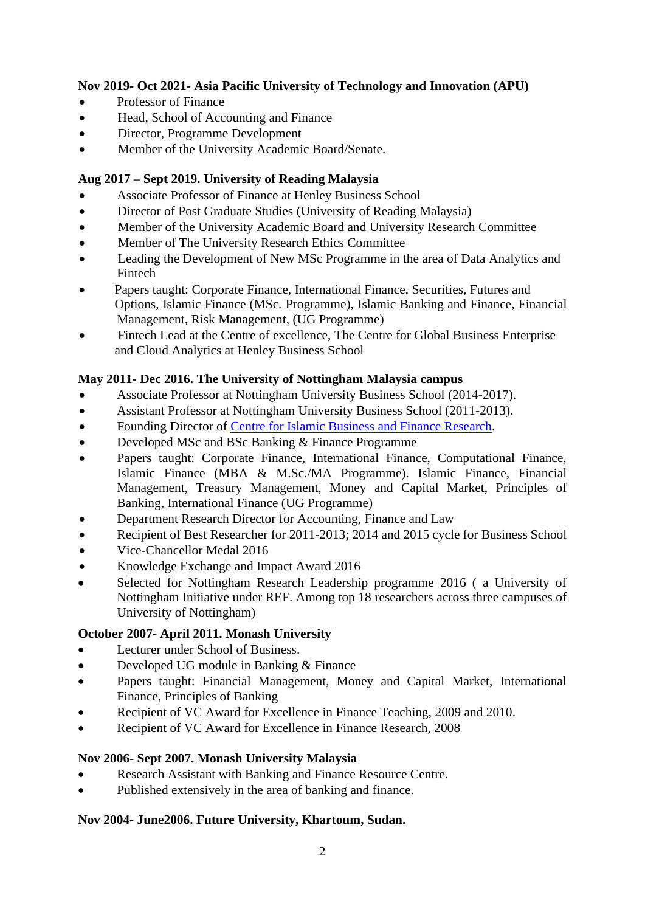**Nov 2019- Oct 2021- Asia Pacific University of Technology and Innovation (APU)**

- Professor of Finance
- Head, School of Accounting and Finance
- Director, Programme Development
- Member of the University Academic Board/Senate.

**Aug 2017 – Sept 2019. University of Reading Malaysia**

- Associate Professor of Finance at Henley Business School
- Director of Post Graduate Studies (University of Reading Malaysia)
- Member of the University Academic Board and University Research Committee
- Member of The University Research Ethics Committee
- Leading the Development of New MSc Programme in the area of Data Analytics and Fintech
- Papers taught: Corporate Finance, International Finance, Securities, Futures and Options, Islamic Finance (MSc. Programme), Islamic Banking and Finance, Financial Management, Risk Management, (UG Programme)
- Fintech Lead at the Centre of excellence, The Centre for Global Business Enterprise and Cloud Analytics at Henley Business School

**May 2011- Dec 2016. The University of Nottingham Malaysia campus**

- Associate Professor at Nottingham University Business School (2014-2017).
- Assistant Professor at Nottingham University Business School (2011-2013).
- Founding Director of Centre for Islamic Business and Finance Research.
- Developed MSc and BSc Banking & Finance Programme
- Papers taught: Corporate Finance, International Finance, Computational Finance, Islamic Finance (MBA & M.Sc./MA Programme). Islamic Finance, Financial Management, Treasury Management, Money and Capital Market, Principles of Banking, International Finance (UG Programme)
- Department Research Director for Accounting, Finance and Law
- Recipient of Best Researcher for 2011-2013; 2014 and 2015 cycle for Business School
- Vice-Chancellor Medal 2016
- Knowledge Exchange and Impact Award 2016
- Selected for Nottingham Research Leadership programme 2016 ( a University of Nottingham Initiative under REF. Among top 18 researchers across three campuses of University of Nottingham)

**October 2007- April 2011. Monash University**

- Lecturer under School of Business.
- Developed UG module in Banking & Finance
- Papers taught: Financial Management, Money and Capital Market, International Finance, Principles of Banking
- Recipient of VC Award for Excellence in Finance Teaching, 2009 and 2010.
- Recipient of VC Award for Excellence in Finance Research, 2008

**Nov 2006- Sept 2007. Monash University Malaysia**

- Research Assistant with Banking and Finance Resource Centre.
- Published extensively in the area of banking and finance.

**Nov 2004- June2006. Future University, Khartoum, Sudan.**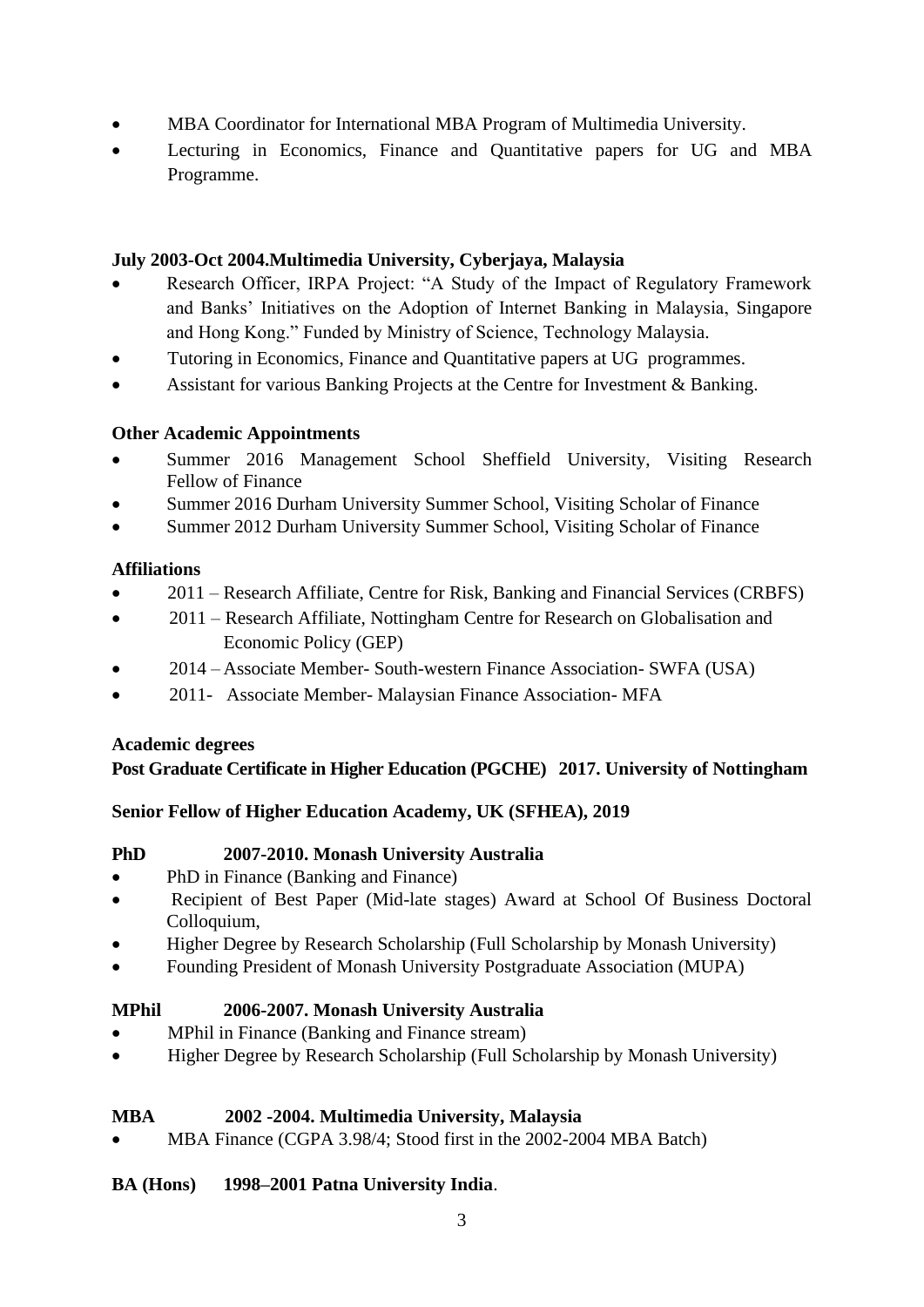- MBA Coordinator for International MBA Program of Multimedia University.
- Lecturing in Economics, Finance and Quantitative papers for UG and MBA Programme.

**July 2003-Oct 2004.Multimedia University, Cyberjaya, Malaysia**

- Research Officer, IRPA Project: "A Study of the Impact of Regulatory Framework and Banks' Initiatives on the Adoption of Internet Banking in Malaysia, Singapore and Hong Kong." Funded by Ministry of Science, Technology Malaysia.
- Tutoring in Economics, Finance and Quantitative papers at UG programmes.
- Assistant for various Banking Projects at the Centre for Investment & Banking.

**Other Academic Appointments**

- Summer 2016 Management School Sheffield University, Visiting Research Fellow of Finance
- Summer 2016 Durham University Summer School, Visiting Scholar of Finance
- Summer 2012 Durham University Summer School, Visiting Scholar of Finance

**Affiliations**

- 2011 – Research Affiliate, Centre for Risk, Banking and Financial Services (CRBFS)
- 2011 – Research Affiliate, Nottingham Centre for Research on Globalisation and Economic Policy (GEP)
- 2014 – Associate Member- South-western Finance Association- SWFA (USA)
- 2011- Associate Member- Malaysian Finance Association- MFA

**Academic degrees**

**Post Graduate Certificate in Higher Education (PGCHE) 2017. University of Nottingham**

**Senior Fellow of Higher Education Academy, UK (SFHEA), 2019**

**PhD 2007-2010. Monash University Australia**

- PhD in Finance (Banking and Finance)
- Recipient of Best Paper (Mid-late stages) Award at School Of Business Doctoral Colloquium,
- Higher Degree by Research Scholarship (Full Scholarship by Monash University)
- Founding President of Monash University Postgraduate Association (MUPA)

**MPhil 2006-2007. Monash University Australia**

- MPhil in Finance (Banking and Finance stream)
- Higher Degree by Research Scholarship (Full Scholarship by Monash University)

**MBA 2002 -2004. Multimedia University, Malaysia**

- MBA Finance (CGPA 3.98/4; Stood first in the 2002-2004 MBA Batch)

**BA (Hons) 1998–2001 Patna University India**.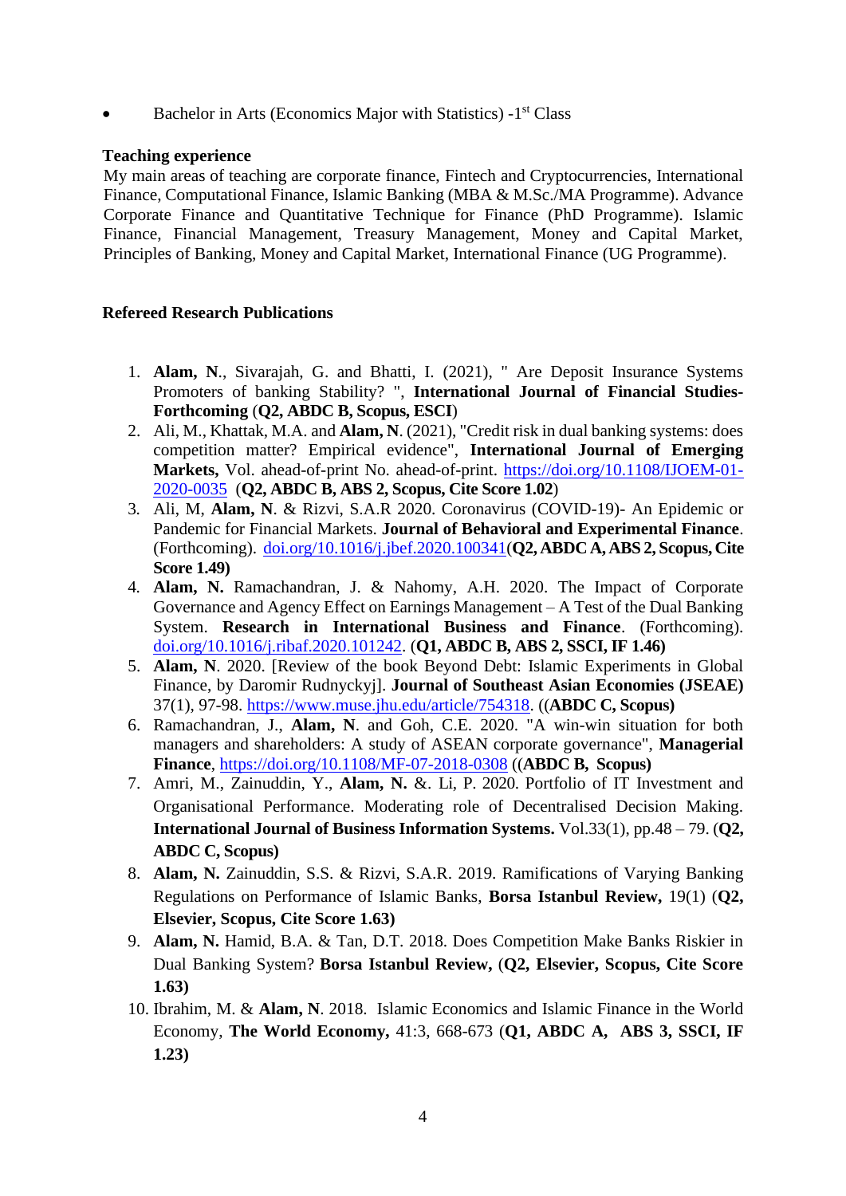- Bachelor in Arts (Economics Major with Statistics) -1st Class

**Teaching experience**

My main areas of teaching are corporate finance, Fintech and Cryptocurrencies, International Finance, Computational Finance, Islamic Banking (MBA & M.Sc./MA Programme). Advance Corporate Finance and Quantitative Technique for Finance (PhD Programme). Islamic Finance, Financial Management, Treasury Management, Money and Capital Market, Principles of Banking, Money and Capital Market, International Finance (UG Programme).

**Refereed Research Publications**

1. **Alam, N**., Sivarajah, G. and Bhatti, I. (2021), " Are Deposit Insurance Systems Promoters of banking Stability? ", **International Journal of Financial Studies-Forthcoming** (**Q2, ABDC B, Scopus, ESCI**)
2. Ali, M., Khattak, M.A. and **Alam, N**. (2021), "Credit risk in dual banking systems: does competition matter? Empirical evidence", **International Journal of Emerging Markets,** Vol. ahead-of-print No. ahead-of-print. https://doi.org/10.1108/IJOEM-01-2020-0035 (**Q2, ABDC B, ABS 2, Scopus, Cite Score 1.02**)
3. Ali, M, **Alam, N**. & Rizvi, S.A.R 2020. Coronavirus (COVID-19)- An Epidemic or Pandemic for Financial Markets. **Journal of Behavioral and Experimental Finance**. (Forthcoming). doi.org/10.1016/j.jbef.2020.100341(**Q2, ABDC A, ABS 2, Scopus, Cite Score 1.49)**
4. **Alam, N.** Ramachandran, J. & Nahomy, A.H. 2020. The Impact of Corporate Governance and Agency Effect on Earnings Management – A Test of the Dual Banking System. **Research in International Business and Finance**. (Forthcoming). doi.org/10.1016/j.ribaf.2020.101242. (**Q1, ABDC B, ABS 2, SSCI, IF 1.46)**
5. **Alam, N**. 2020. [Review of the book Beyond Debt: Islamic Experiments in Global Finance, by Daromir Rudnyckyj]. **Journal of Southeast Asian Economies (JSEAE)** 37(1), 97-98. https://www.muse.jhu.edu/article/754318. ((**ABDC C, Scopus)**
6. Ramachandran, J., **Alam, N**. and Goh, C.E. 2020. "A win-win situation for both managers and shareholders: A study of ASEAN corporate governance", **Managerial Finance**, https://doi.org/10.1108/MF-07-2018-0308 ((**ABDC B, Scopus)**
7. Amri, M., Zainuddin, Y., **Alam, N.** &. Li, P. 2020. Portfolio of IT Investment and Organisational Performance. Moderating role of Decentralised Decision Making. **International Journal of Business Information Systems.** Vol.33(1), pp.48 – 79. (**Q2, ABDC C, Scopus)**
8. **Alam, N.** Zainuddin, S.S. & Rizvi, S.A.R. 2019. Ramifications of Varying Banking Regulations on Performance of Islamic Banks, **Borsa Istanbul Review,** 19(1) (**Q2, Elsevier, Scopus, Cite Score 1.63)**
9. **Alam, N.** Hamid, B.A. & Tan, D.T. 2018. Does Competition Make Banks Riskier in Dual Banking System? **Borsa Istanbul Review,** (**Q2, Elsevier, Scopus, Cite Score 1.63)**
10. Ibrahim, M. & **Alam, N**. 2018. Islamic Economics and Islamic Finance in the World Economy, **The World Economy,** 41:3, 668-673 (**Q1, ABDC A, ABS 3, SSCI, IF 1.23)**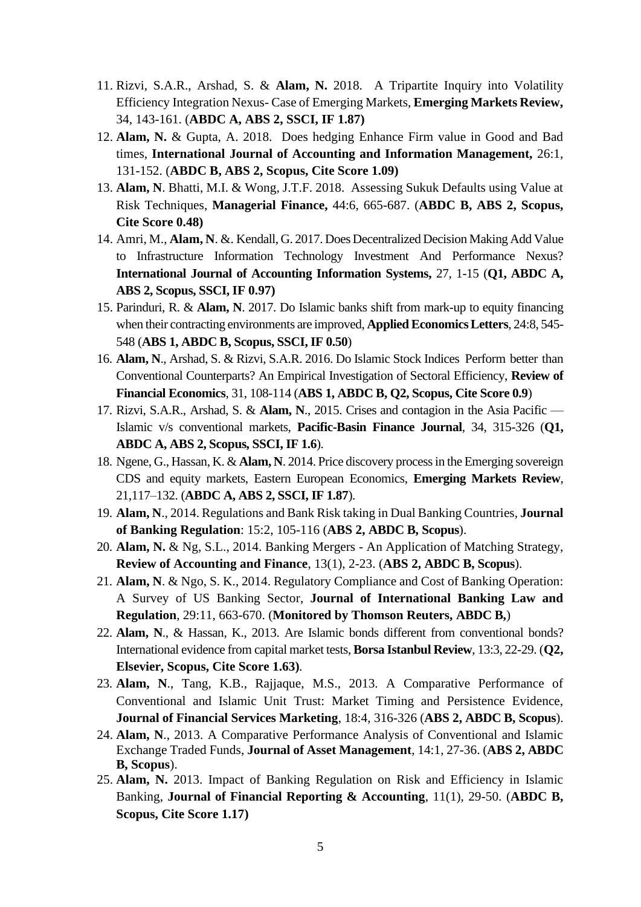11. Rizvi, S.A.R., Arshad, S. & **Alam, N.** 2018. A Tripartite Inquiry into Volatility Efficiency Integration Nexus- Case of Emerging Markets, **Emerging Markets Review,** 34, 143-161. (**ABDC A, ABS 2, SSCI, IF 1.87)**
12. **Alam, N.** & Gupta, A. 2018. Does hedging Enhance Firm value in Good and Bad times, **International Journal of Accounting and Information Management,** 26:1, 131-152. (**ABDC B, ABS 2, Scopus, Cite Score 1.09)**
13. **Alam, N**. Bhatti, M.I. & Wong, J.T.F. 2018. Assessing Sukuk Defaults using Value at Risk Techniques, **Managerial Finance,** 44:6, 665-687. (**ABDC B, ABS 2, Scopus, Cite Score 0.48)**
14. Amri, M., **Alam, N**. &. Kendall, G. 2017. Does Decentralized Decision Making Add Value to Infrastructure Information Technology Investment And Performance Nexus? **International Journal of Accounting Information Systems,** 27, 1-15 (**Q1, ABDC A, ABS 2, Scopus, SSCI, IF 0.97)**
15. Parinduri, R. & **Alam, N**. 2017. Do Islamic banks shift from mark-up to equity financing when their contracting environments are improved, **Applied Economics Letters**, 24:8, 545-548 (**ABS 1, ABDC B, Scopus, SSCI, IF 0.50**)
16. **Alam, N**., Arshad, S. & Rizvi, S.A.R. 2016. Do Islamic Stock Indices Perform better than Conventional Counterparts? An Empirical Investigation of Sectoral Efficiency, **Review of Financial Economics**, 31, 108-114 (**ABS 1, ABDC B, Q2, Scopus, Cite Score 0.9**)
17. Rizvi, S.A.R., Arshad, S. & **Alam, N**., 2015. Crises and contagion in the Asia Pacific — Islamic v/s conventional markets, **Pacific-Basin Finance Journal**, 34, 315-326 (**Q1, ABDC A, ABS 2, Scopus, SSCI, IF 1.6**).
18. Ngene, G., Hassan, K. & **Alam, N**. 2014. Price discovery process in the Emerging sovereign CDS and equity markets, Eastern European Economics, **Emerging Markets Review**, 21,117–132. (**ABDC A, ABS 2, SSCI, IF 1.87**).
19. **Alam, N**., 2014. Regulations and Bank Risk taking in Dual Banking Countries, **Journal of Banking Regulation**: 15:2, 105-116 (**ABS 2, ABDC B, Scopus**).
20. **Alam, N.** & Ng, S.L., 2014. Banking Mergers - An Application of Matching Strategy, **Review of Accounting and Finance**, 13(1), 2-23. (**ABS 2, ABDC B, Scopus**).
21. **Alam, N**. & Ngo, S. K., 2014. Regulatory Compliance and Cost of Banking Operation: A Survey of US Banking Sector, **Journal of International Banking Law and Regulation**, 29:11, 663-670. (**Monitored by Thomson Reuters, ABDC B,**)
22. **Alam, N**., & Hassan, K., 2013. Are Islamic bonds different from conventional bonds? International evidence from capital market tests, **Borsa Istanbul Review**, 13:3, 22-29. (**Q2, Elsevier, Scopus, Cite Score 1.63)**.
23. **Alam, N**., Tang, K.B., Rajjaque, M.S., 2013. A Comparative Performance of Conventional and Islamic Unit Trust: Market Timing and Persistence Evidence, **Journal of Financial Services Marketing**, 18:4, 316-326 (**ABS 2, ABDC B, Scopus**).
24. **Alam, N**., 2013. A Comparative Performance Analysis of Conventional and Islamic Exchange Traded Funds, **Journal of Asset Management**, 14:1, 27-36. (**ABS 2, ABDC B, Scopus**).
25. **Alam, N.** 2013. Impact of Banking Regulation on Risk and Efficiency in Islamic Banking, **Journal of Financial Reporting & Accounting**, 11(1), 29-50. (**ABDC B, Scopus, Cite Score 1.17)**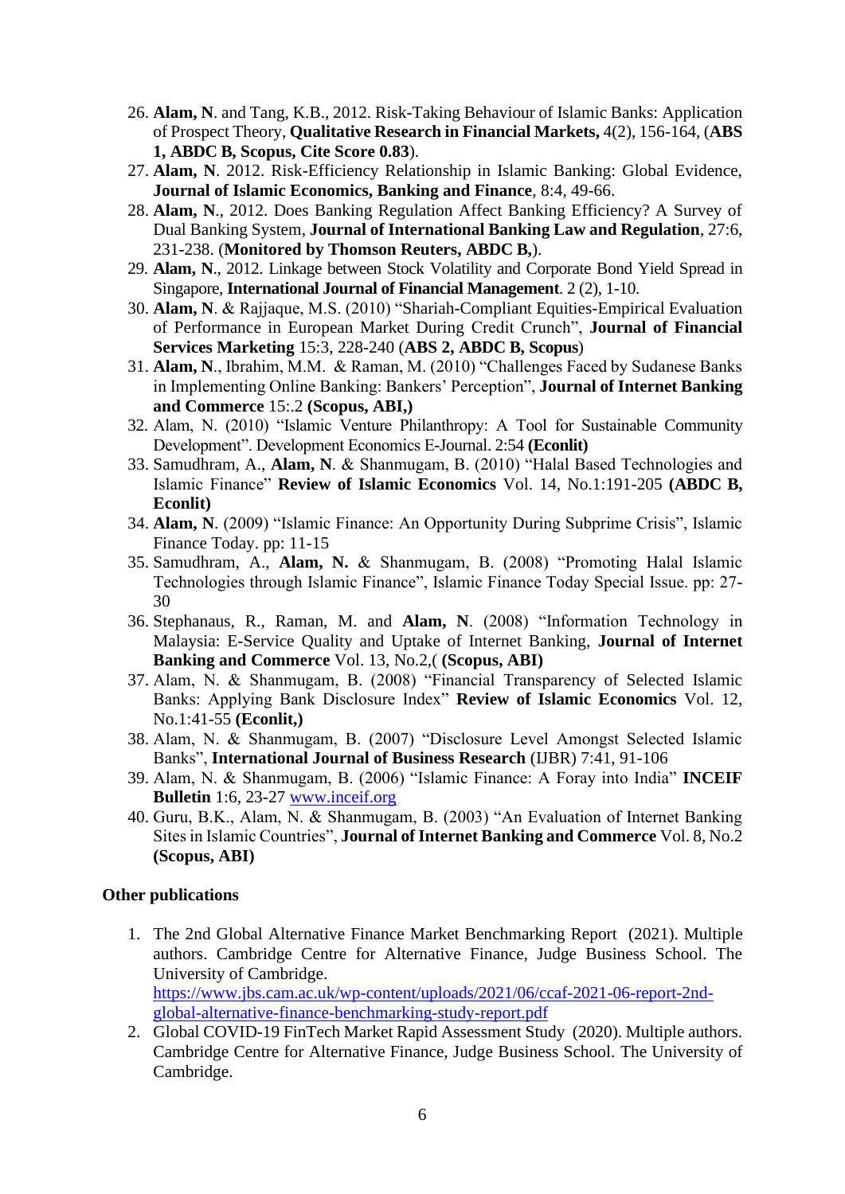26. **Alam, N**. and Tang, K.B., 2012. Risk-Taking Behaviour of Islamic Banks: Application of Prospect Theory, **Qualitative Research in Financial Markets,** 4(2), 156-164, (**ABS 1, ABDC B, Scopus, Cite Score 0.83**).
27. **Alam, N**. 2012. Risk-Efficiency Relationship in Islamic Banking: Global Evidence, **Journal of Islamic Economics, Banking and Finance**, 8:4, 49-66.
28. **Alam, N**., 2012. Does Banking Regulation Affect Banking Efficiency? A Survey of Dual Banking System, **Journal of International Banking Law and Regulation**, 27:6, 231-238. (**Monitored by Thomson Reuters, ABDC B,**).
29. **Alam, N**., 2012. Linkage between Stock Volatility and Corporate Bond Yield Spread in Singapore, **International Journal of Financial Management**. 2 (2), 1-10.
30. **Alam, N**. & Rajjaque, M.S. (2010) "Shariah-Compliant Equities-Empirical Evaluation of Performance in European Market During Credit Crunch", **Journal of Financial Services Marketing** 15:3, 228-240 (**ABS 2, ABDC B, Scopus**)
31. **Alam, N**., Ibrahim, M.M. & Raman, M. (2010) "Challenges Faced by Sudanese Banks in Implementing Online Banking: Bankers' Perception", **Journal of Internet Banking and Commerce** 15:.2 **(Scopus, ABI,)**
32. Alam, N. (2010) "Islamic Venture Philanthropy: A Tool for Sustainable Community Development". Development Economics E-Journal. 2:54 **(Econlit)**
33. Samudhram, A., **Alam, N**. & Shanmugam, B. (2010) "Halal Based Technologies and Islamic Finance" **Review of Islamic Economics** Vol. 14, No.1:191-205 **(ABDC B, Econlit)**
34. **Alam, N**. (2009) "Islamic Finance: An Opportunity During Subprime Crisis", Islamic Finance Today. pp: 11-15
35. Samudhram, A., **Alam, N.** & Shanmugam, B. (2008) "Promoting Halal Islamic Technologies through Islamic Finance", Islamic Finance Today Special Issue. pp: 27-30
36. Stephanaus, R., Raman, M. and **Alam, N**. (2008) "Information Technology in Malaysia: E-Service Quality and Uptake of Internet Banking, **Journal of Internet Banking and Commerce** Vol. 13, No.2,( **(Scopus, ABI)**
37. Alam, N. & Shanmugam, B. (2008) "Financial Transparency of Selected Islamic Banks: Applying Bank Disclosure Index" **Review of Islamic Economics** Vol. 12, No.1:41-55 **(Econlit,)**
38. Alam, N. & Shanmugam, B. (2007) "Disclosure Level Amongst Selected Islamic Banks", **International Journal of Business Research** (IJBR) 7:41, 91-106
39. Alam, N. & Shanmugam, B. (2006) "Islamic Finance: A Foray into India" **INCEIF Bulletin** 1:6, 23-27 www.inceif.org
40. Guru, B.K., Alam, N. & Shanmugam, B. (2003) "An Evaluation of Internet Banking Sites in Islamic Countries", **Journal of Internet Banking and Commerce** Vol. 8, No.2 **(Scopus, ABI)**

**Other publications**

1. The 2nd Global Alternative Finance Market Benchmarking Report (2021). Multiple authors. Cambridge Centre for Alternative Finance, Judge Business School. The University of Cambridge.
https://www.jbs.cam.ac.uk/wp-content/uploads/2021/06/ccaf-2021-06-report-2nd-global-alternative-finance-benchmarking-study-report.pdf
2. Global COVID-19 FinTech Market Rapid Assessment Study (2020). Multiple authors. Cambridge Centre for Alternative Finance, Judge Business School. The University of Cambridge.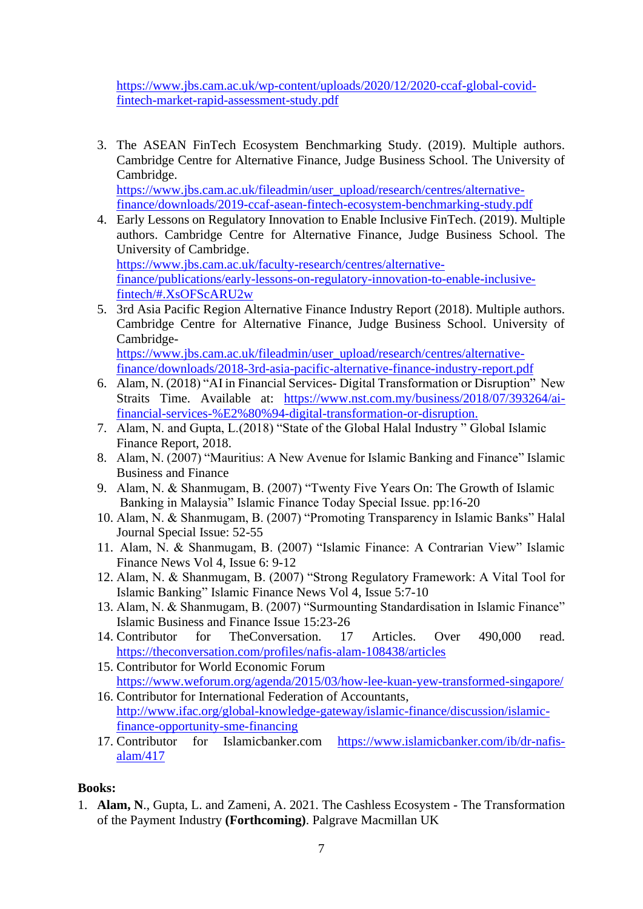https://www.jbs.cam.ac.uk/wp-content/uploads/2020/12/2020-ccaf-global-covid-fintech-market-rapid-assessment-study.pdf

3. The ASEAN FinTech Ecosystem Benchmarking Study. (2019). Multiple authors. Cambridge Centre for Alternative Finance, Judge Business School. The University of Cambridge. https://www.jbs.cam.ac.uk/fileadmin/user_upload/research/centres/alternative-finance/downloads/2019-ccaf-asean-fintech-ecosystem-benchmarking-study.pdf
4. Early Lessons on Regulatory Innovation to Enable Inclusive FinTech. (2019). Multiple authors. Cambridge Centre for Alternative Finance, Judge Business School. The University of Cambridge. https://www.jbs.cam.ac.uk/faculty-research/centres/alternative-finance/publications/early-lessons-on-regulatory-innovation-to-enable-inclusive-fintech/#.XsOFScARU2w
5. 3rd Asia Pacific Region Alternative Finance Industry Report (2018). Multiple authors. Cambridge Centre for Alternative Finance, Judge Business School. University of Cambridge- https://www.jbs.cam.ac.uk/fileadmin/user_upload/research/centres/alternative-finance/downloads/2018-3rd-asia-pacific-alternative-finance-industry-report.pdf
6. Alam, N. (2018) "AI in Financial Services- Digital Transformation or Disruption" New Straits Time. Available at: https://www.nst.com.my/business/2018/07/393264/ai-financial-services-%E2%80%94-digital-transformation-or-disruption.
7. Alam, N. and Gupta, L.(2018) "State of the Global Halal Industry " Global Islamic Finance Report, 2018.
8. Alam, N. (2007) "Mauritius: A New Avenue for Islamic Banking and Finance" Islamic Business and Finance
9. Alam, N. & Shanmugam, B. (2007) "Twenty Five Years On: The Growth of Islamic Banking in Malaysia" Islamic Finance Today Special Issue. pp:16-20
10. Alam, N. & Shanmugam, B. (2007) "Promoting Transparency in Islamic Banks" Halal Journal Special Issue: 52-55
11. Alam, N. & Shanmugam, B. (2007) "Islamic Finance: A Contrarian View" Islamic Finance News Vol 4, Issue 6: 9-12
12. Alam, N. & Shanmugam, B. (2007) "Strong Regulatory Framework: A Vital Tool for Islamic Banking" Islamic Finance News Vol 4, Issue 5:7-10
13. Alam, N. & Shanmugam, B. (2007) "Surmounting Standardisation in Islamic Finance" Islamic Business and Finance Issue 15:23-26
14. Contributor for TheConversation. 17 Articles. Over 490,000 read. https://theconversation.com/profiles/nafis-alam-108438/articles
15. Contributor for World Economic Forum https://www.weforum.org/agenda/2015/03/how-lee-kuan-yew-transformed-singapore/
16. Contributor for International Federation of Accountants, http://www.ifac.org/global-knowledge-gateway/islamic-finance/discussion/islamic-finance-opportunity-sme-financing
17. Contributor for Islamicbanker.com https://www.islamicbanker.com/ib/dr-nafis-alam/417

**Books:**

1. **Alam, N**., Gupta, L. and Zameni, A. 2021. The Cashless Ecosystem - The Transformation of the Payment Industry **(Forthcoming)**. Palgrave Macmillan UK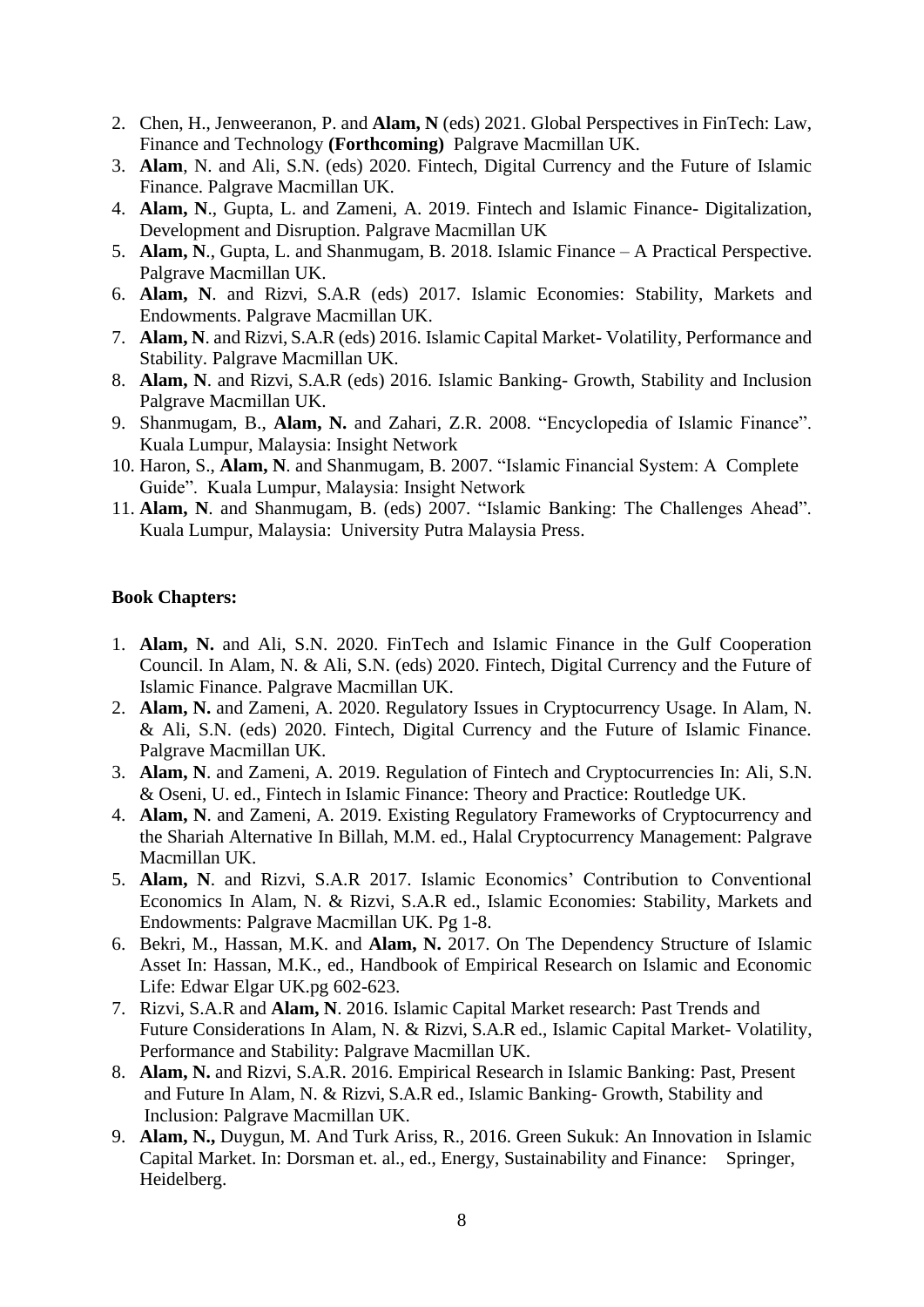2. Chen, H., Jenweeranon, P. and **Alam, N** (eds) 2021. Global Perspectives in FinTech: Law, Finance and Technology **(Forthcoming)** Palgrave Macmillan UK.
3. **Alam**, N. and Ali, S.N. (eds) 2020. Fintech, Digital Currency and the Future of Islamic Finance. Palgrave Macmillan UK.
4. **Alam, N**., Gupta, L. and Zameni, A. 2019. Fintech and Islamic Finance- Digitalization, Development and Disruption. Palgrave Macmillan UK
5. **Alam, N**., Gupta, L. and Shanmugam, B. 2018. Islamic Finance – A Practical Perspective. Palgrave Macmillan UK.
6. **Alam, N**. and Rizvi, S.A.R (eds) 2017. Islamic Economies: Stability, Markets and Endowments. Palgrave Macmillan UK.
7. **Alam, N**. and Rizvi, S.A.R (eds) 2016. Islamic Capital Market- Volatility, Performance and Stability. Palgrave Macmillan UK.
8. **Alam, N**. and Rizvi, S.A.R (eds) 2016. Islamic Banking- Growth, Stability and Inclusion Palgrave Macmillan UK.
9. Shanmugam, B., **Alam, N.** and Zahari, Z.R. 2008. "Encyclopedia of Islamic Finance". Kuala Lumpur, Malaysia: Insight Network
10. Haron, S., **Alam, N**. and Shanmugam, B. 2007. "Islamic Financial System: A Complete Guide". Kuala Lumpur, Malaysia: Insight Network
11. **Alam, N**. and Shanmugam, B. (eds) 2007. "Islamic Banking: The Challenges Ahead". Kuala Lumpur, Malaysia: University Putra Malaysia Press.

**Book Chapters:**

1. **Alam, N.** and Ali, S.N. 2020. FinTech and Islamic Finance in the Gulf Cooperation Council. In Alam, N. & Ali, S.N. (eds) 2020. Fintech, Digital Currency and the Future of Islamic Finance. Palgrave Macmillan UK.
2. **Alam, N.** and Zameni, A. 2020. Regulatory Issues in Cryptocurrency Usage. In Alam, N. & Ali, S.N. (eds) 2020. Fintech, Digital Currency and the Future of Islamic Finance. Palgrave Macmillan UK.
3. **Alam, N**. and Zameni, A. 2019. Regulation of Fintech and Cryptocurrencies In: Ali, S.N. & Oseni, U. ed., Fintech in Islamic Finance: Theory and Practice: Routledge UK.
4. **Alam, N**. and Zameni, A. 2019. Existing Regulatory Frameworks of Cryptocurrency and the Shariah Alternative In Billah, M.M. ed., Halal Cryptocurrency Management: Palgrave Macmillan UK.
5. **Alam, N**. and Rizvi, S.A.R 2017. Islamic Economics' Contribution to Conventional Economics In Alam, N. & Rizvi, S.A.R ed., Islamic Economies: Stability, Markets and Endowments: Palgrave Macmillan UK. Pg 1-8.
6. Bekri, M., Hassan, M.K. and **Alam, N.** 2017. On The Dependency Structure of Islamic Asset In: Hassan, M.K., ed., Handbook of Empirical Research on Islamic and Economic Life: Edwar Elgar UK.pg 602-623.
7. Rizvi, S.A.R and **Alam, N**. 2016. Islamic Capital Market research: Past Trends and Future Considerations In Alam, N. & Rizvi, S.A.R ed., Islamic Capital Market- Volatility, Performance and Stability: Palgrave Macmillan UK.
8. **Alam, N.** and Rizvi, S.A.R. 2016. Empirical Research in Islamic Banking: Past, Present and Future In Alam, N. & Rizvi, S.A.R ed., Islamic Banking- Growth, Stability and Inclusion: Palgrave Macmillan UK.
9. **Alam, N.,** Duygun, M. And Turk Ariss, R., 2016. Green Sukuk: An Innovation in Islamic Capital Market. In: Dorsman et. al., ed., Energy, Sustainability and Finance: Springer, Heidelberg.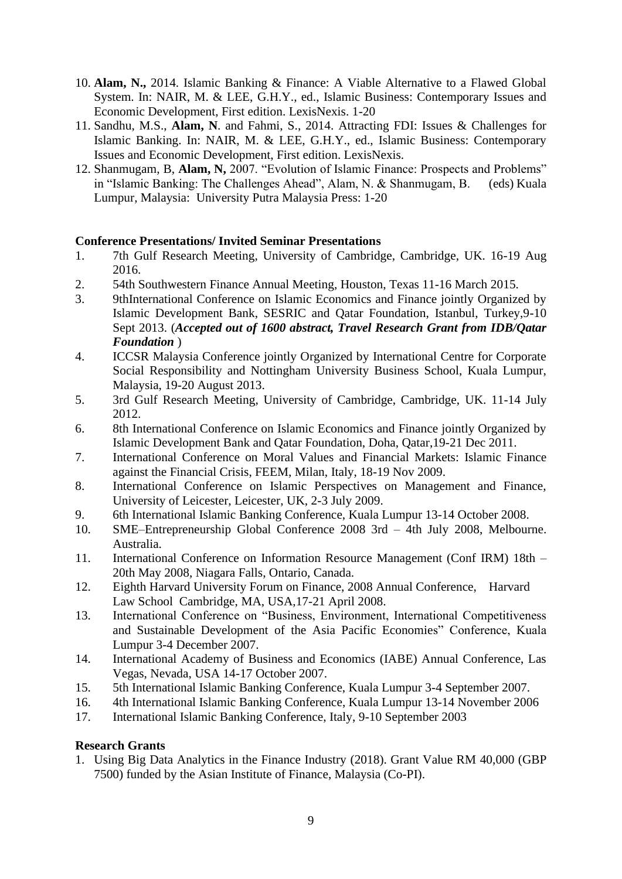10. **Alam, N.,** 2014. Islamic Banking & Finance: A Viable Alternative to a Flawed Global System. In: NAIR, M. & LEE, G.H.Y., ed., Islamic Business: Contemporary Issues and Economic Development, First edition. LexisNexis. 1-20
11. Sandhu, M.S., **Alam, N**. and Fahmi, S., 2014. Attracting FDI: Issues & Challenges for Islamic Banking. In: NAIR, M. & LEE, G.H.Y., ed., Islamic Business: Contemporary Issues and Economic Development, First edition. LexisNexis.
12. Shanmugam, B, **Alam, N,** 2007. "Evolution of Islamic Finance: Prospects and Problems" in "Islamic Banking: The Challenges Ahead", Alam, N. & Shanmugam, B. (eds) Kuala Lumpur, Malaysia: University Putra Malaysia Press: 1-20

**Conference Presentations/ Invited Seminar Presentations**

1. 7th Gulf Research Meeting, University of Cambridge, Cambridge, UK. 16-19 Aug 2016.
2. 54th Southwestern Finance Annual Meeting, Houston, Texas 11-16 March 2015.
3. 9thInternational Conference on Islamic Economics and Finance jointly Organized by Islamic Development Bank, SESRIC and Qatar Foundation, Istanbul, Turkey,9-10 Sept 2013. (***Accepted out of 1600 abstract, Travel Research Grant from IDB/Qatar Foundation*** )
4. ICCSR Malaysia Conference jointly Organized by International Centre for Corporate Social Responsibility and Nottingham University Business School, Kuala Lumpur, Malaysia, 19-20 August 2013.
5. 3rd Gulf Research Meeting, University of Cambridge, Cambridge, UK. 11-14 July 2012.
6. 8th International Conference on Islamic Economics and Finance jointly Organized by Islamic Development Bank and Qatar Foundation, Doha, Qatar,19-21 Dec 2011.
7. International Conference on Moral Values and Financial Markets: Islamic Finance against the Financial Crisis, FEEM, Milan, Italy, 18-19 Nov 2009.
8. International Conference on Islamic Perspectives on Management and Finance, University of Leicester, Leicester, UK, 2-3 July 2009.
9. 6th International Islamic Banking Conference, Kuala Lumpur 13-14 October 2008.
10. SME–Entrepreneurship Global Conference 2008 3rd – 4th July 2008, Melbourne. Australia.
11. International Conference on Information Resource Management (Conf IRM) 18th – 20th May 2008, Niagara Falls, Ontario, Canada.
12. Eighth Harvard University Forum on Finance, 2008 Annual Conference, Harvard Law School Cambridge, MA, USA,17-21 April 2008.
13. International Conference on "Business, Environment, International Competitiveness and Sustainable Development of the Asia Pacific Economies" Conference, Kuala Lumpur 3-4 December 2007.
14. International Academy of Business and Economics (IABE) Annual Conference, Las Vegas, Nevada, USA 14-17 October 2007.
15. 5th International Islamic Banking Conference, Kuala Lumpur 3-4 September 2007.
16. 4th International Islamic Banking Conference, Kuala Lumpur 13-14 November 2006
17. International Islamic Banking Conference, Italy, 9-10 September 2003

**Research Grants**

1. Using Big Data Analytics in the Finance Industry (2018). Grant Value RM 40,000 (GBP 7500) funded by the Asian Institute of Finance, Malaysia (Co-PI).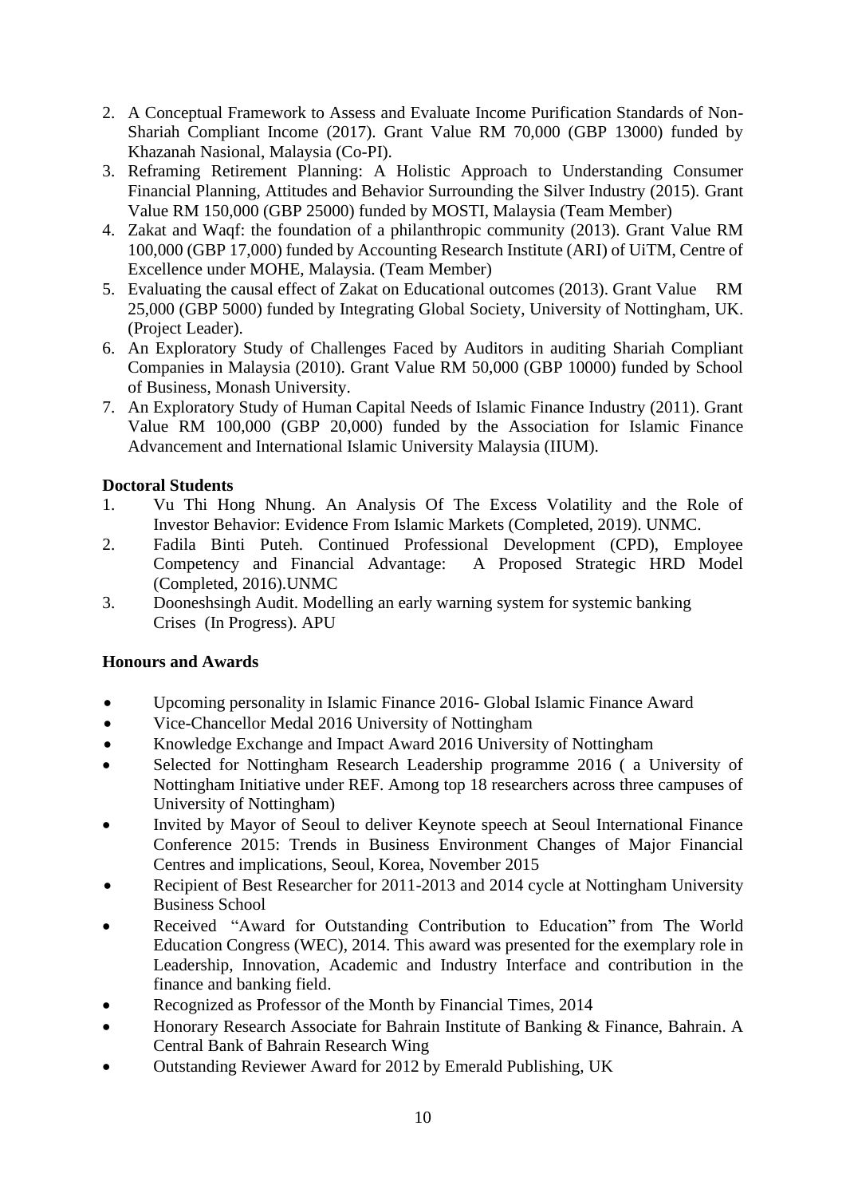2. A Conceptual Framework to Assess and Evaluate Income Purification Standards of Non-Shariah Compliant Income (2017). Grant Value RM 70,000 (GBP 13000) funded by Khazanah Nasional, Malaysia (Co-PI).
3. Reframing Retirement Planning: A Holistic Approach to Understanding Consumer Financial Planning, Attitudes and Behavior Surrounding the Silver Industry (2015). Grant Value RM 150,000 (GBP 25000) funded by MOSTI, Malaysia (Team Member)
4. Zakat and Waqf: the foundation of a philanthropic community (2013). Grant Value RM 100,000 (GBP 17,000) funded by Accounting Research Institute (ARI) of UiTM, Centre of Excellence under MOHE, Malaysia. (Team Member)
5. Evaluating the causal effect of Zakat on Educational outcomes (2013). Grant Value RM 25,000 (GBP 5000) funded by Integrating Global Society, University of Nottingham, UK. (Project Leader).
6. An Exploratory Study of Challenges Faced by Auditors in auditing Shariah Compliant Companies in Malaysia (2010). Grant Value RM 50,000 (GBP 10000) funded by School of Business, Monash University.
7. An Exploratory Study of Human Capital Needs of Islamic Finance Industry (2011). Grant Value RM 100,000 (GBP 20,000) funded by the Association for Islamic Finance Advancement and International Islamic University Malaysia (IIUM).

**Doctoral Students**

1. Vu Thi Hong Nhung. An Analysis Of The Excess Volatility and the Role of Investor Behavior: Evidence From Islamic Markets (Completed, 2019). UNMC.
2. Fadila Binti Puteh. Continued Professional Development (CPD), Employee Competency and Financial Advantage: A Proposed Strategic HRD Model (Completed, 2016).UNMC
3. Dooneshsingh Audit. Modelling an early warning system for systemic banking Crises (In Progress). APU

**Honours and Awards**

- Upcoming personality in Islamic Finance 2016- Global Islamic Finance Award
- Vice-Chancellor Medal 2016 University of Nottingham
- Knowledge Exchange and Impact Award 2016 University of Nottingham
- Selected for Nottingham Research Leadership programme 2016 ( a University of Nottingham Initiative under REF. Among top 18 researchers across three campuses of University of Nottingham)
- Invited by Mayor of Seoul to deliver Keynote speech at Seoul International Finance Conference 2015: Trends in Business Environment Changes of Major Financial Centres and implications, Seoul, Korea, November 2015
- Recipient of Best Researcher for 2011-2013 and 2014 cycle at Nottingham University Business School
- Received "Award for Outstanding Contribution to Education" from The World Education Congress (WEC), 2014. This award was presented for the exemplary role in Leadership, Innovation, Academic and Industry Interface and contribution in the finance and banking field.
- Recognized as Professor of the Month by Financial Times, 2014
- Honorary Research Associate for Bahrain Institute of Banking & Finance, Bahrain. A Central Bank of Bahrain Research Wing
- Outstanding Reviewer Award for 2012 by Emerald Publishing, UK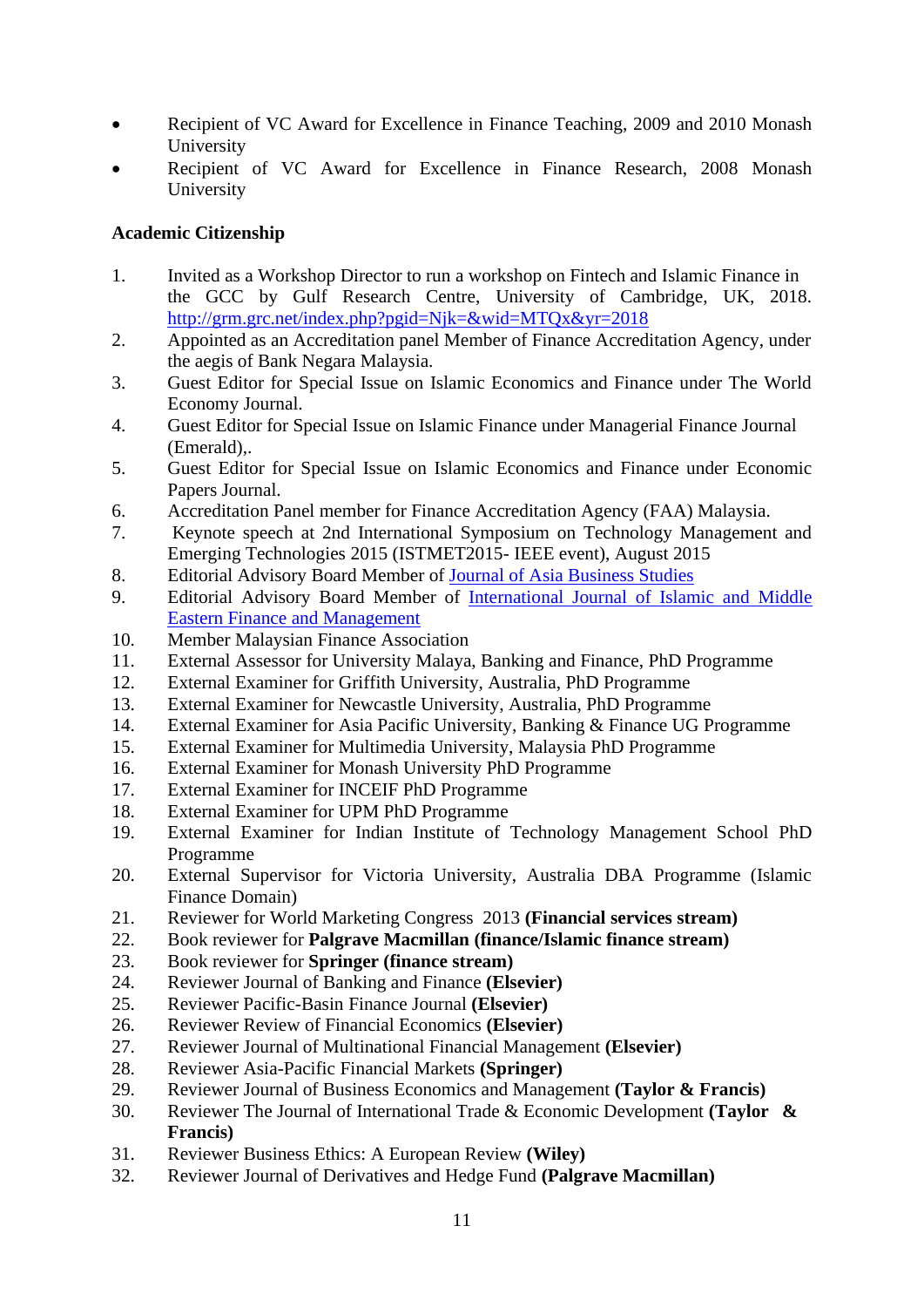- Recipient of VC Award for Excellence in Finance Teaching, 2009 and 2010 Monash University
- Recipient of VC Award for Excellence in Finance Research, 2008 Monash University

**Academic Citizenship**

1. Invited as a Workshop Director to run a workshop on Fintech and Islamic Finance in the GCC by Gulf Research Centre, University of Cambridge, UK, 2018. [http://grm.grc.net/index.php?pgid=Njk=&wid=MTQx&yr=2018](http://grm.grc.net/index.php?pgid=Njk=&wid=MTQx&yr=2018)
2. Appointed as an Accreditation panel Member of Finance Accreditation Agency, under the aegis of Bank Negara Malaysia.
3. Guest Editor for Special Issue on Islamic Economics and Finance under The World Economy Journal.
4. Guest Editor for Special Issue on Islamic Finance under Managerial Finance Journal (Emerald),.
5. Guest Editor for Special Issue on Islamic Economics and Finance under Economic Papers Journal.
6. Accreditation Panel member for Finance Accreditation Agency (FAA) Malaysia.
7. Keynote speech at 2nd International Symposium on Technology Management and Emerging Technologies 2015 (ISTMET2015- IEEE event), August 2015
8. Editorial Advisory Board Member of Journal of Asia Business Studies
9. Editorial Advisory Board Member of International Journal of Islamic and Middle Eastern Finance and Management
10. Member Malaysian Finance Association
11. External Assessor for University Malaya, Banking and Finance, PhD Programme
12. External Examiner for Griffith University, Australia, PhD Programme
13. External Examiner for Newcastle University, Australia, PhD Programme
14. External Examiner for Asia Pacific University, Banking & Finance UG Programme
15. External Examiner for Multimedia University, Malaysia PhD Programme
16. External Examiner for Monash University PhD Programme
17. External Examiner for INCEIF PhD Programme
18. External Examiner for UPM PhD Programme
19. External Examiner for Indian Institute of Technology Management School PhD Programme
20. External Supervisor for Victoria University, Australia DBA Programme (Islamic Finance Domain)
21. Reviewer for World Marketing Congress 2013 **(Financial services stream)**
22. Book reviewer for **Palgrave Macmillan (finance/Islamic finance stream)**
23. Book reviewer for **Springer (finance stream)**
24. Reviewer Journal of Banking and Finance **(Elsevier)**
25. Reviewer Pacific-Basin Finance Journal **(Elsevier)**
26. Reviewer Review of Financial Economics **(Elsevier)**
27. Reviewer Journal of Multinational Financial Management **(Elsevier)**
28. Reviewer Asia-Pacific Financial Markets **(Springer)**
29. Reviewer Journal of Business Economics and Management **(Taylor & Francis)**
30. Reviewer The Journal of International Trade & Economic Development **(Taylor & Francis)**
31. Reviewer Business Ethics: A European Review **(Wiley)**
32. Reviewer Journal of Derivatives and Hedge Fund **(Palgrave Macmillan)**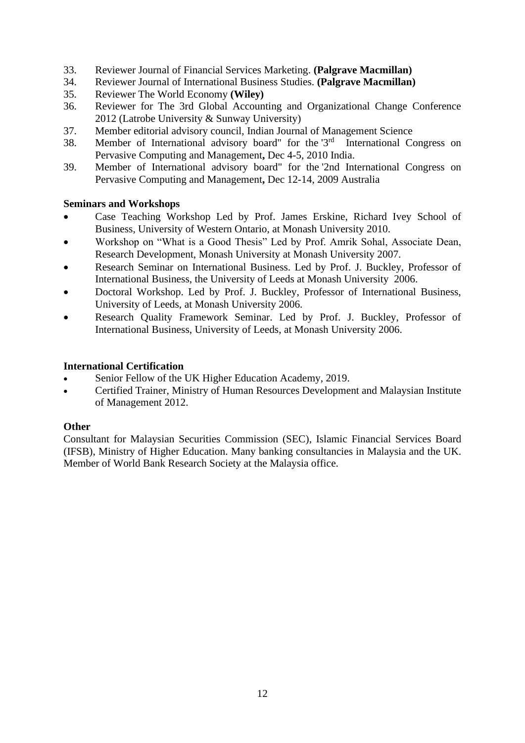33. Reviewer Journal of Financial Services Marketing. **(Palgrave Macmillan)**
34. Reviewer Journal of International Business Studies. **(Palgrave Macmillan)**
35. Reviewer The World Economy **(Wiley)**
36. Reviewer for The 3rd Global Accounting and Organizational Change Conference 2012 (Latrobe University & Sunway University)
37. Member editorial advisory council, Indian Journal of Management Science
38. Member of International advisory board" for the '3rd International Congress on Pervasive Computing and Management**,** Dec 4-5, 2010 India.
39. Member of International advisory board" for the '2nd International Congress on Pervasive Computing and Management**,** Dec 12-14, 2009 Australia

**Seminars and Workshops**

- Case Teaching Workshop Led by Prof. James Erskine, Richard Ivey School of Business, University of Western Ontario, at Monash University 2010.
- Workshop on "What is a Good Thesis" Led by Prof. Amrik Sohal, Associate Dean, Research Development, Monash University at Monash University 2007.
- Research Seminar on International Business. Led by Prof. J. Buckley, Professor of International Business, the University of Leeds at Monash University 2006.
- Doctoral Workshop. Led by Prof. J. Buckley, Professor of International Business, University of Leeds, at Monash University 2006.
- Research Quality Framework Seminar. Led by Prof. J. Buckley, Professor of International Business, University of Leeds, at Monash University 2006.

**International Certification**

- Senior Fellow of the UK Higher Education Academy, 2019.
- Certified Trainer, Ministry of Human Resources Development and Malaysian Institute of Management 2012.

**Other**

Consultant for Malaysian Securities Commission (SEC), Islamic Financial Services Board (IFSB), Ministry of Higher Education. Many banking consultancies in Malaysia and the UK. Member of World Bank Research Society at the Malaysia office.